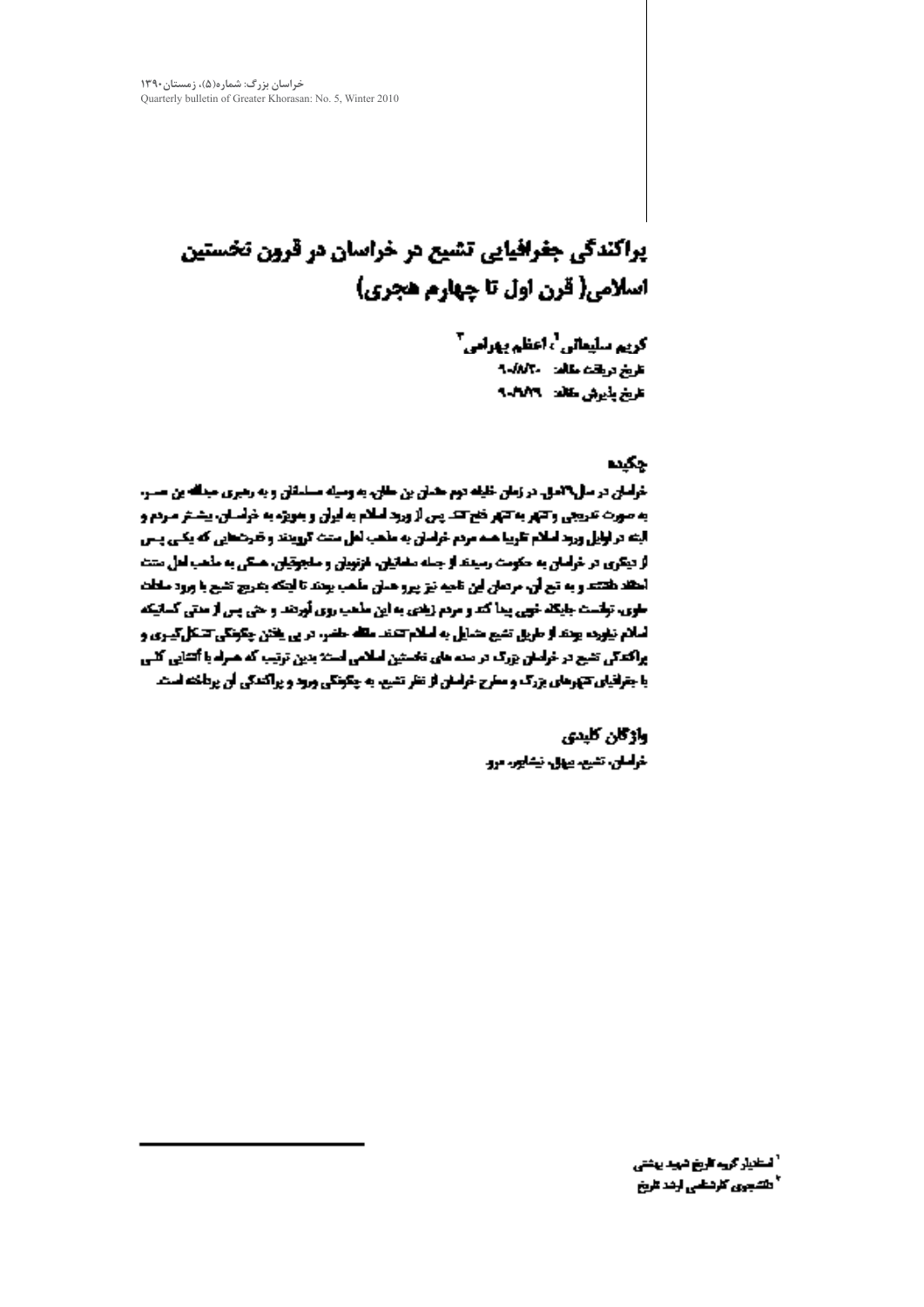# پراکندگی جغرافیایی تشیع در خراسان در قرون نخستین اسلامی( قرن اول تا چهارم هجری)

کریم سلیمانی[1]، اعظم بهرامی[2]

تاریخ دریافت مقاله: ۹۰/۸/۲۰

تاریخ پذیرش مقاله: ۹۰/۹/۲۹

## چکیده

خراسان در سال ۲۹ هـق، در زمان خلیفه دوم عثمان بن عفان، به وسیله مسلمانان و به رهبری عبدالله بن عمر، به صورت تدریجی و شهر به شهر فتح شد. پس از ورود اسلام به ایران و بویژه به خراسان، بیشتر مردم و البته در اوایل ورود اسلام تقریبا همه مردم خراسان به مذهب اهل سنت گرویدند و فرقه‌هایی که یکی پس از دیگری در خراسان به حکومت رسیدند از جمله سامانیان، غزنویان و سلجوقیان، همگی به مذهب اهل سنت اعتقاد داشتند و به تبع آن، مردمان این ناحیه نیز پیرو همان مذهب بودند تا اینکه بتدریج تشیع با ورود سادات علوی، توانست جایگاه خوبی پیدا کند و مردم زیادی به این مذهب روی آوردند و حتی پس از مدتی کسانیکه اسلام نیاورده بودند از طریق تشیع متمایل به اسلام گشتند. مقاله حاضر، در پی یافتن چگونگی تشکل‌گیری و پراکندگی تشیع در خراسان بزرگ در سده های نخستین اسلامی است؛ بدین ترتیب که همراه با آشنایی کلی با جغرافیای شهرهای بزرگ و مطرح خراسان از نظر تشیع، به چگونگی ورود و پراکندگی آن پرداخته است.

## واژگان کلیدی

خراسان، تشیع، بیهق، نیشابور، مرو

---

[1] استادیار گروه تاریخ شهید بهشتی

[2] دانشجوی کارشناسی ارشد تاریخ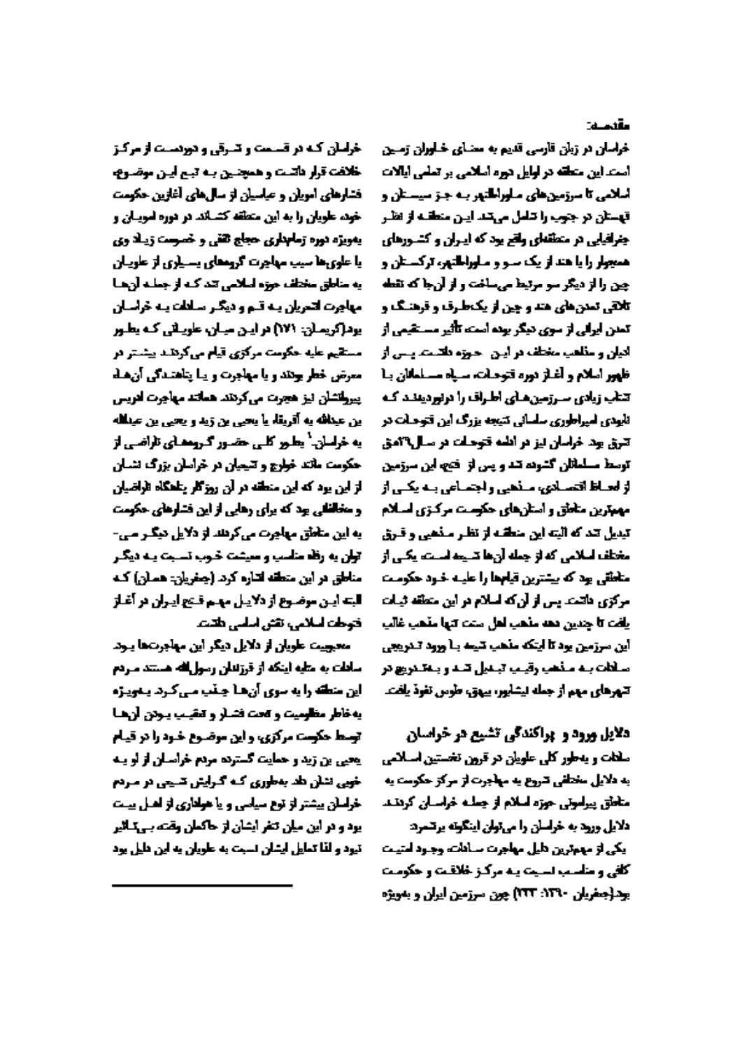مقدمه:

خراسان در زبان فارسی قدیم به معنای خاوران زمین است. این منطقه در اوایل دوره اسلامی بر تمامی ایالات اسلامی تا سرزمین‌های ماوراءالنهر به جز سیستان و قهستان در جنوب را شامل می‌شد. این منطقه از نظر جغرافیایی در منطقه‌ای واقع بود که ایران و کشورهای همجوار را با هند از یک سو و ماوراءالنهر، ترکستان و چین را از دیگر سو مرتبط می‌ساخت و از آن‌جا که نقطه تلاقی تمدن‌های هند و چین از یک‌طرف و فرهنگ و تمدن ایرانی از سوی دیگر بوده است، تأثیر مستقیمی از ادیان و مذاهب مختلف در این حوزه داشت. پس از ظهور اسلام و آغاز دوره فتوحات، سپاه مسلمانان با شتاب زیادی سرزمین‌های اطراف را درنوردیدند که نابودی امپراطوری ساسانی نتیجه بزرگ این فتوحات در شرق بود. خراسان نیز در ادامه فتوحات در سال۳۱هـ.ق توسط مسلمانان گشوده شد و پس از فتح، این سرزمین از لحاظ اقتصادی، مذهبی و اجتماعی به یکی از مهم‌ترین مناطق و استان‌های حکومت مرکزی اسلام تبدیل شد که البته این منطقه از نظر مذهبی و فرق مختلف اسلامی که از جمله آن‌ها شیعه است، یکی از مناطقی بود که بیشترین قیام‌ها را علیه خود حکومت مرکزی داشت. پس از آن‌که اسلام در این منطقه ثبات یافت تا چندین دهه مذهب اهل سنت تنها مذهب غالب این سرزمین بود تا اینکه مذهب شیعه با ورود تدریجی سادات به مذهب رقیب تبدیل شد و به‌تدریج در شهرهای مهم از جمله نیشابور، بیهق، طوس نفوذ یافت.

## دلایل ورود و پراکندگی تشیع در خراسان

سادات و به‌طور کلی علویان در قرون نخستین اسلامی به دلایل مختلفی شروع به مهاجرت از مرکز حکومت به مناطق پیرامونی حوزه اسلام از جمله خراسان کردند. دلایل ورود به خراسان را می‌توان اینگونه برشمرد:

یکی از مهم‌ترین دلیل مهاجرت سادات، وجود امنیت کافی و مناسب نسبت به مرکز خلافت و حکومت بود(جعفریان ۱۳۹۰: ۲۳۳) چون سرزمین ایران و بویژه خراسان که در قسمت و شرقی و دوردست از مرکز خلافت قرار داشت و همچنین به تبع این موضوع، فشارهای امویان و عباسیان از سال‌های آغازین حکومت خود علویان را به این منطقه کشاند. در دوره امویان و بویژه دوره زمامداری حجاج ثقفی و خصومت زیاد وی با علوی‌ها سبب مهاجرت گروههای بسیاری از علویان به مناطق مختلف حوزه اسلامی شد که از جمله آن‌ها مهاجرت اشعریان به قم و دیگر سادات به خراسان بود(کریمیان: ۱۷۱) در این میان، علویانی که بطور مستقیم علیه حکومت مرکزی قیام می‌کردند بیشتر در معرض خطر بودند و یا مهاجرت و یا پناهندگی آن‌ها، پیروانشان نیز هجرت می‌کردند. همانند مهاجرت ادریس بن عبدالله به آفریقا، یا یحیی بن زید و یحیی بن عبدالله به خراسان.[۱] بطور کلی حضور گروههای ناراضی از حکومت مانند خوارج و شیعیان در خراسان بزرگ نشان از این بود که این منطقه در آن روزگار پناهگاه ناراضیان و مخالفانی بود که برای رهایی از این فشارهای حکومت به این مناطق مهاجرت می‌کردند. از دلایل دیگر می‌توان به رفاه مناسب و معیشت خوب نسبت به دیگر مناطق در این منطقه اشاره کرد (جعفریان، همان) که البته این موضوع از دلایل مهم فتح ایران در آغاز فتوحات اسلامی نقش اساسی داشت.

محبوبیت علویان از دلایل دیگر این مهاجرت‌ها بود. سادات به علت اینکه از فرزندان رسول‌الله هستند مردم این منطقه را به سوی آن‌ها جذب می‌کرد. بویژه به‌خاطر مظلومیت و تحت فشار و تعقیب بودن آن‌ها توسط حکومت مرکزی، و این موضوع خود را در قیام یحیی بن زید و حمایت گسترده مردم خراسان از او به خوبی نشان داد به‌طوری که گرایش شیعی در مردم خراسان بیشتر از نوع سیاسی و یا هواداری از اهل بیت بود و در این میان تنفر ایشان از حاکمان وقت بی‌تأثیر نبود و لذا تمایل ایشان نسبت به علویان به این دلیل بود

---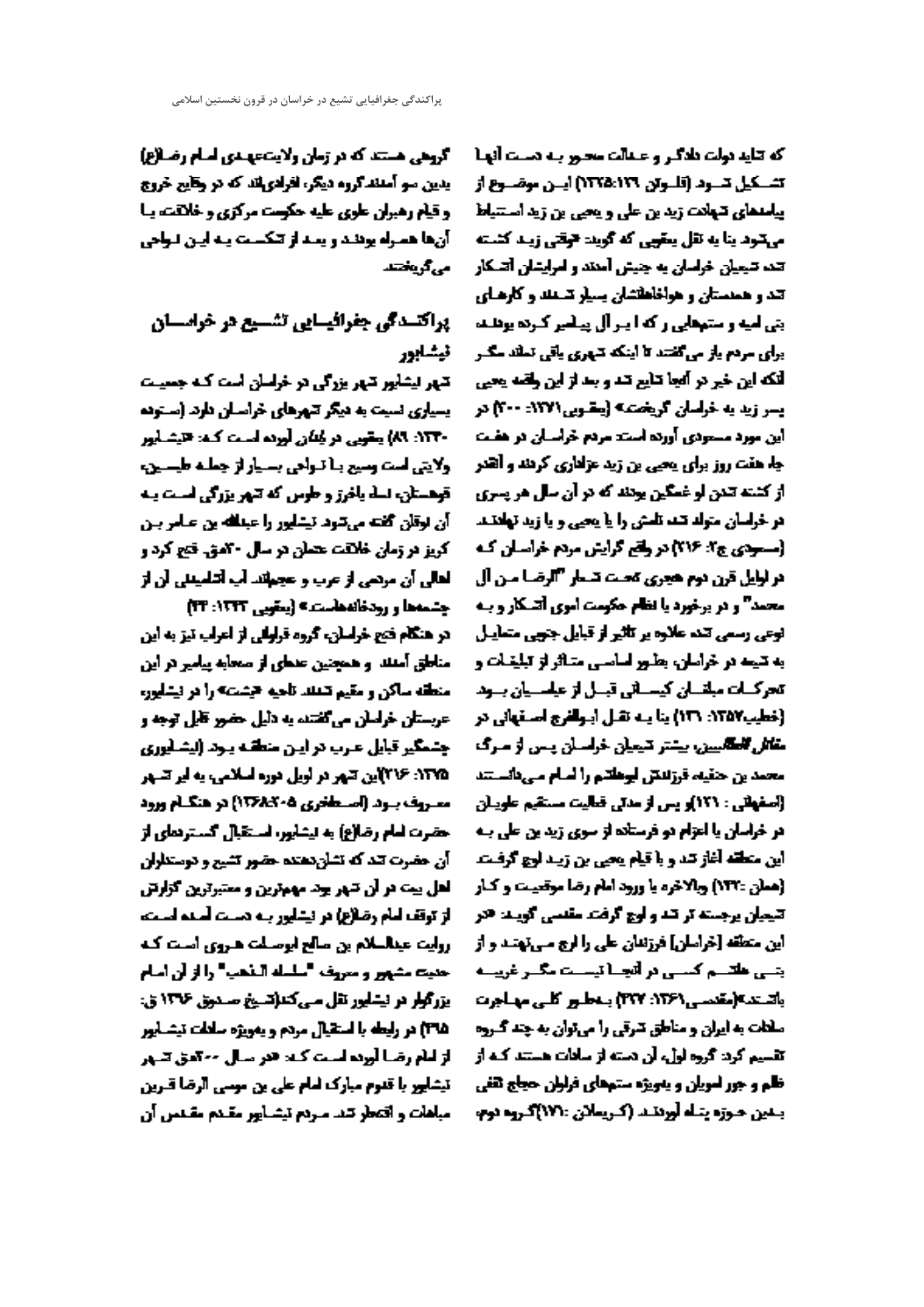که تأیید دولت دادگر و عـدالت محـور بـه دسـت آنهـا تشـکیل شـود (فلـوتن ۱۳۶۵:۱۳۹) ایـن موضـوع از پیامدهای شهادت زید بن علی و یحیی بن زید استنباط می‌شود بنا به نقل یعقوبی که گوید «وقتی زیـد کشـته شد شیعیان خراسان به جنبش آمدند و امرایشان آشـکار شد و همدستان و هواخواهانشان بسیار شـدند و کارهـای بنی امیه و ستمهایی را که ا بـر آل پیـامبر کـرده بودنـد برای مردم باز می‌گفتند تا اینکه شهری باقی نماند مگـر آنکه این خبر در آنجا شایع شد و بعد از این واقعه یحیی پسر زید به خراسان گریخت» (یعقوبی،۱۳۷۱: ۲۰۰) در این مورد مسعودی آورده است مردم خراسـان در هفـت جاه هفت روز برای یحیی بن زید عزاداری کردند و اقدر از کشته شدن او غمگین بودند که در آن سال هر پسری در خراسان متولد شد نامش را یا یحیی و یا زید نهادنـد (مسعودی ج۲: ۲۱۶) در واقع گرایش مردم خراسـان کـه در اوایل قرن دوم هجری تحت شـعار "الرضـا مـن آل محمد" و در برخورد با نظام حکومت اموی آشـکار و بـه نوعی رسمی شد علاوه بر تاثیر از قبایل جنوبی متمایـل به شیعه در خراسان بطـور اساسـی متـاثر از تبلیغـات و تحرکـات مبلغـان کیسـانی قبـل از عباسـیان بـود (خطیب،۱۳۵۷: ۱۳۱) بنا بـه نقـل ابوالفرج اصـفهانی در *مقاتل الطالبیین* بیشتر شیعیان خراسـان پـس از مـرگ محمد بن حنفیه فرزندش ابوهاشم را امام مـی‌دانسـتند (اصفهانی : ۱۲۱)و پس از مدتی فعالیت مستقیم علویـان در خراسان با اعزام دو فرستاده از سوی زید بن علی بـه این منطقه آغاز شد و با قیام یحیی بن زیـد اوج گرفـت (همان :۱۲۲) وبالاخره با ورود امام رضا موقعیـت و کـار شیعیان برجسته تر شد و اوج گرفت. مقدسی گویـد «در این منطقه [خراسان] فرزندان علی را ارج مـی‌نهنـد و از بنـی هاشـم کسـی در آنجـا نیسـت مگـر غریبـه باشـد»(مقدسـی،۱۳۶۱: ۴۲۷) بـه‌طـور کلـی مهـاجرت سادات به ایران و مناطق شرقی را می‌توان به چند گـروه تقسیم کرد. گروه اول، آن دسته از سادات هستند کـه از ظلم و جور امویان و بویژه ستمهای فراوان حجاج ثقفی بـدین حـوزه پنـاه آوردنـد (کـریملان :۱۷۱)گـروه دوم، گروهی هستند که در زمان ولایتعهـدی امـام رضـا(ع) بدین سو آمدند.گروه دیگر، افرادی‌اند که در وقایع خروج و قیام رهبران علوی علیه حکومت مرکزی و خلافت یـا آن‌ها همـراه بودنـد و بعـد از شکسـت بـه ایـن نـواحی می‌گریختند.

## پراکنـدگی جغرافیـایی تشـیع در خراسـان

### نیشـابور

شهر نیشابور شهر بزرگی در خراسان است کـه جمعیـت بسیاری نسبت به دیگر شهرهای خراسـان دارد (سـتوده ۱۳۳۰: ۸۹) یعقوبی در *البلدان* آورده اسـت کـه: «نیشـابور ولایتی است وسیع بـا نـواحی بسـیار از جملـه طبسـین، قهستان، نسا، باخرز و طوس که شهر بزرگی اسـت بـه آن نوقان گفته می‌شود. نیشابور را عبدالله بن عـامر بـن کریز در زمان خلافت عثمان در سال ۳۰هق فتح کرد و اهالی آن مردمی از عرب و عجم‌اند. آب آشامیدنی آن از چشمه‌ها و رودخانه‌هاست.» (یعقوبی ۱۳۴۳: ۴۴)

در هنگام فتح خراسان، گروه فراوانی از اعراب نیز به این مناطق آمدند و همچنین عده‌ای از صحابه پیامبر در این منطقه ساکن و مقیم شدند. ناحیه «شیشت» را در نیشابور، عربستان خراسان می‌گفتند به دلیل حضور قابل توجه و چشمگیر قبایل عـرب در ایـن منطقـه بـود (نیشـابوری ۱۳۷۵: ۲۱۶)این شهر در اوایل دوره اسلامی به ابر شـهر معـروف بـود (اصـطخری ۱۳۶۸:۲۰۵) در هنگـام ورود حضرت امام رضا(ع) به نیشابور، استقبال گسترده‌ای از آن حضرت شد که نشان‌دهنده حضور تشیع و دوستداران اهل بیت در آن شهر بود. مهمترین و معتبرترین گزارش از توقف امام رضا(ع) در نیشابور بـه دسـت آمـده اسـت. روایت عبدالسلام بن صالح ابوصـلت هـروی اسـت کـه حدیث مشهور و معروف "سلسـلة الـذهب" را از آن امـام بزرگوار در نیشابور نقل مـی‌کند(شـیخ صـدوق ۱۳۹۶ ق: ۳۱۵) در رابطه با استقبال مردم و بویژه سادات نیشـابور از امام رضـا آورده اسـت کـه: «در سـال ۲۰۰هق شـهر نیشابور با قدوم مبارک امام علی بن موسی الرضا قـرین مباهات و افتخار شد. مـردم نیشـابور مقـدم مقـدس آن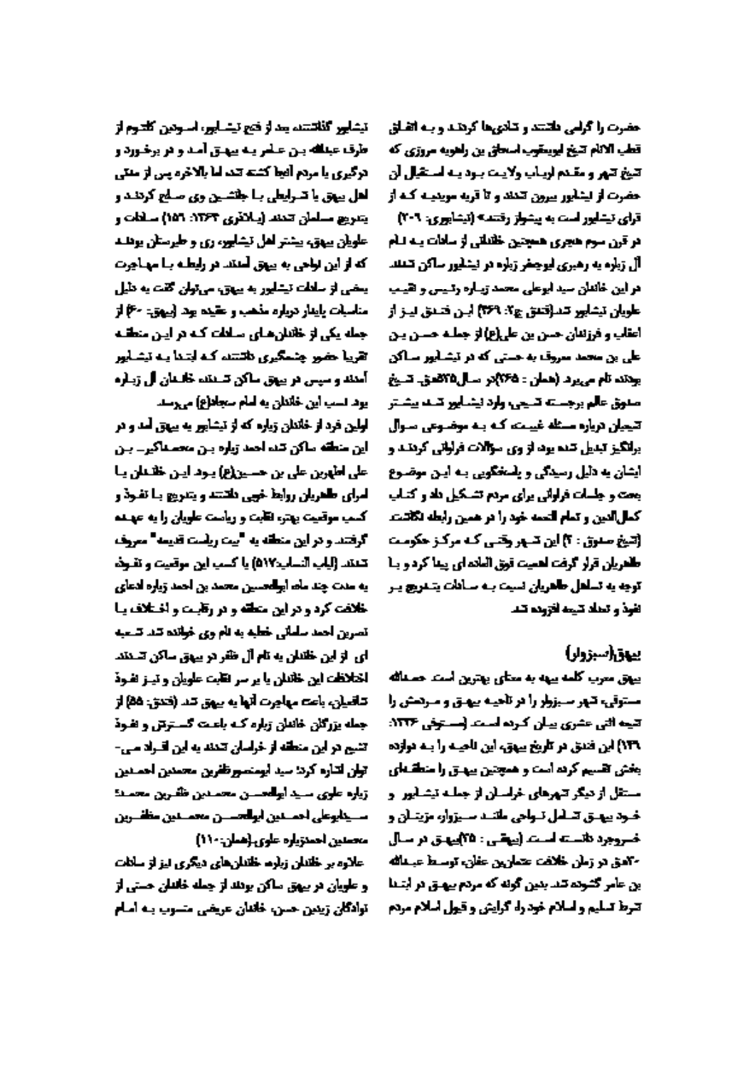حضرت را گرامی داشتند و شادی‌ها کردند و به اتفاق قطب الائمه شیخ ابویعقوب اسحاق بن راهویه مروزی که شیخ شهر و مقدم ارباب ولایت بود به استقبال آن حضرت از نیشابور بیرون شدند و تا قریه سوریجه که از قرای نیشابور است به پیشواز رفتند» (نیشابوری: ۲۰۹)

در قرن سوم هجری همچنین خاندانی از سادات به نام آل زباره به رهبری ابوجعفر زباره در نیشابور ساکن شدند در این خاندان سید ابوعلی محمد زباره رئیس و نقیب علویان نیشابور شد.(فندق ج۲: ۳۶۹) ابن فندق نیز از اعقاب و فرزندان حسن بن علی(ع) از جمله حسن بن علی بن محمد معروف به حسنی که در نیشابور ساکن بودند نام می‌برد (همان : ۳۶۵)در سال ۳۶۸ه‍.ق. شیخ صدوق عالم برجسته شیعی وارد نیشابور شد بیشتر شیعیان درباره مسئله غیبت که به موضوعی سوال برانگیز تبدیل شده بود از وی سوالات فراوانی کردند و ایشان به دلیل رسیدگی و پاسخگویی به این موضوع بحث و جلسات فراوانی برای مردم تشکیل داد و کتاب کمال‌الدین و تمام النعمه خود را در همین رابطه نگاشت (شیخ صدوق : ۲) این شهر وقتی که مرکز حکومت طاهریان قرار گرفت اهمیت فوق العاده ای پیدا کرد و با توجه به تساهل طاهریان نسبت به سادات بتدریج بر نفوذ و تعداد شیعه افزوده شد.

## بیهق(سبزوار)

بیهق معرب کلمه بیهه به معنای بهترین است. حمدالله مستوفی شهر سبزوار را در ناحیه بیهق و مردمش را شیعه اثنی عشری بیان کرده است. (مستوفی ۱۳۳۶: ۱۳۹) ابن فندق در تاریخ بیهق، این ناحیه را به دوازده بخش تقسیم کرده است و همچنین بیهق را منطقه‌ای مستقل از دیگر شهرهای خراسان از جمله نیشابور و خود بیهق شامل نواحی مانند سبزوار، مزینان و خسروجرد دانسته است. (بیهقی : ۳۵)بیهق در سال ۳۰ه‍.ق در زمان خلافت عثمان‌بن عفان، توسط عبدالله بن عامر گشوده شد بدین گونه که مردم بیهق در ابتدا شرط تسلیم و اسلام خود را، گرایش و قبول اسلام مردم

نیشابور گذاشتند بعد از فتح نیشابور، اسودبن کلثوم از طرف عبدالله بن عامر به بیهق آمد و در برخورد و درگیری با مردم آنجا کشته شد اما بالاخره پس از مدتی اهل بیهق با شرایطی با جانشین وی صلح کردند و بتدریج مسلمان شدند (بلاذری ۱۳۶۴: ۱۵۶) سادات و علویان بیهق، بیشتر اهل نیشابور، ری و طبرستان بودند که از این نواحی به بیهق آمدند. در رابطه با مهاجرت بعضی از سادات نیشابور به بیهق، می‌توان گفت به دلیل مناسبات پایدار درباره مذهب و عقیده بود (بیهق: ۶۰) از جمله یکی از خاندان‌های سادات که در این منطقه تقریبا حضور چشمگیری داشتند که ابتدا به نیشابور آمدند و سپس در بیهق ساکن شدند خاندان آل زباره بود. نسب این خاندان به امام سجاد(ع) می‌رسد.

اولین فرد از خاندان زباره که از نیشابور به بیهق آمد و در این منطقه ساکن شد احمد زباره بن محمداکبر بن علی اطهربن علی بن حسین(ع) بود. این خاندان با امرای طاهریان روابط خوبی داشتند و بتدریج با نفوذ و کسب موقعیت بهتر نقابت و ریاست علویان را به عهده گرفتند و در این منطقه به "بیت ریاست قدیمه" معروف شدند (لباب الانساب:۵۱۷) با کسب این موقعیت و نفوذ به مدت چند ماه ابوالحسین محمد بن احمد زباره ادعای خلافت کرد و در این منطقه و در رقابت و اختلاف با نصربن احمد سامانی خطبه به نام وی خوانده شد. شعبه ای از این خاندان به نام آل فقر در بیهق ساکن شدند. اختلافات این خاندان با بر سر نقابت علویان و نیز نفوذ شافعیان، باعث مهاجرت آنها به بیهق شد (فندق: ۵۵) از جمله بزرگان خاندان زباره که باعث گسترش و نفوذ تشیع در این منطقه از خراسان شدند به این افراد می‌توان اشاره کرد: سید ابومنصورظفربن محمدبن احمدبن زباره علوی. سید ابوالحسن محمدبن ظفربن محمد، سیدابوعلی احمدبن ابوالحسن محمدبن مظفربن محمدبن احمدزباره علوی.(همان:۱۱۰)

علاوه بر خاندان زباره خاندان‌های دیگری نیز از سادات و علویان در بیهق ساکن بودند از جمله خاندان حسنی از نوادگان زیدبن حسن، خاندان عریضی منسوب به امام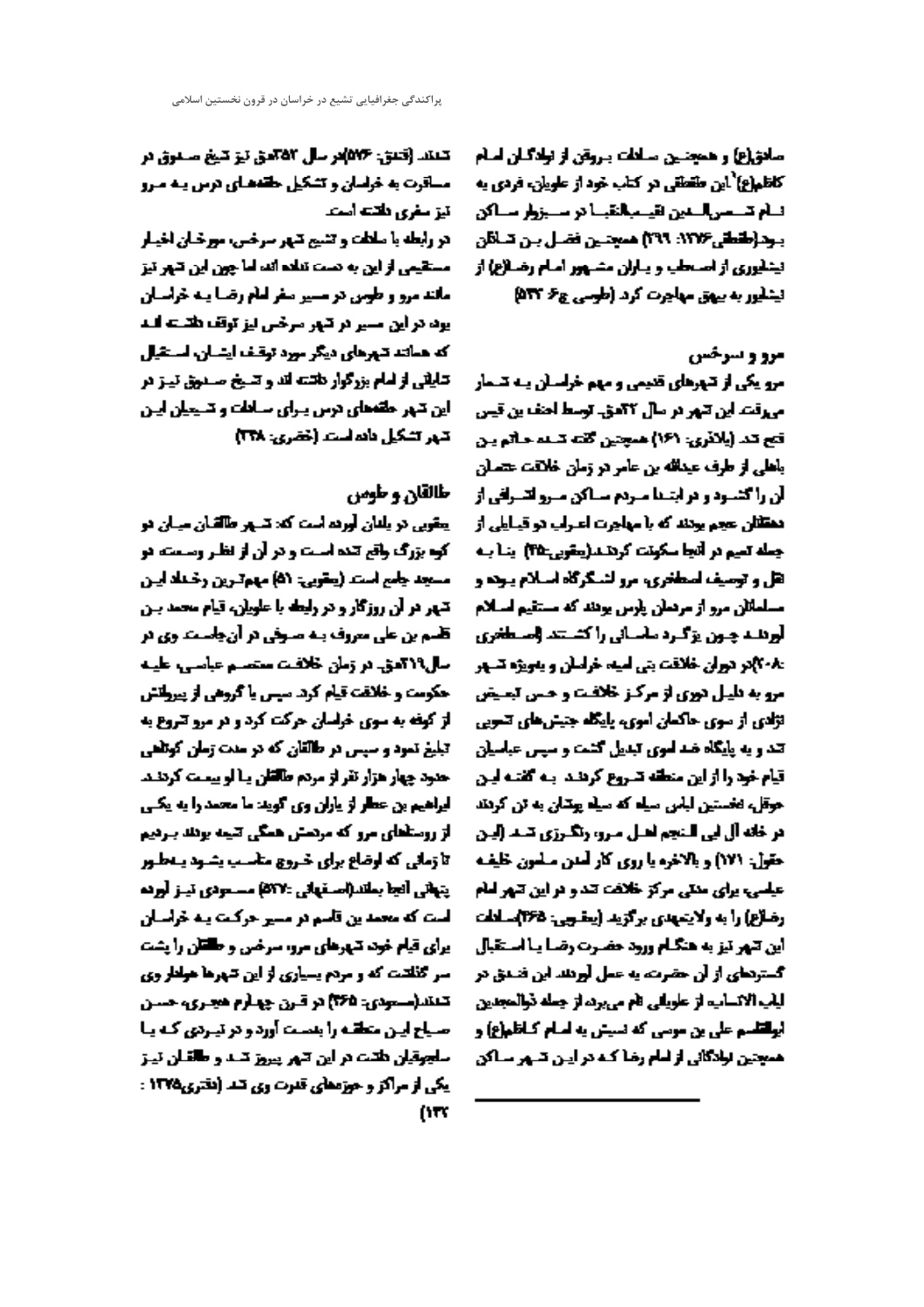صادق(ع) و همچنین سادات بروقی از نوادگان امام کاظم(ع)[1] این طقطقی در کتاب خود از علویان، فردی به نام شمس الدین النقیب النقبا در سبزوار ساکن بود(طقطقی،۱۴۱۶: ۲۹۹) همچنین فضل بن شاذان نیشابوری از اصحاب و یاران مشهور امام رضا(ع) از نیشابور به بیهق مهاجرت کرد (طوسی ج۶: ۵۴۲)

## مرو و سرخس

مرو یکی از شهرهای قدیمی و مهم خراسان به شمار می‌رفت. این شهر در سال ۳۱ه‍.ق توسط احنف بن قیس فتح شد (بلاذری: ۱۶۱) همچنین گفته شده حاتم بن باهلی از طرف عبدالله بن عامر در زمان خلافت عثمان آن را گشود و در ابتدا مردم ساکن مرو اشرافی از دهقانان عجم بودند که با مهاجرت اعراب دو قبایلی از جمله تمیم در آنجا سکونت کردند(یعقوبی:۴۵) بنا به نقل و توصیف اصطخری، مرو لشکرگاه اسلام بوده و مسلمانان مرو از مردمان پارس بودند که مستقیم اسلام آوردند چون بزرگرد ساسانی را کشتند (اصطخری ۲۰۸)در دوران خلافت بنی امیه خراسان و بویژه شهر مرو به دلیل دوری از مرکز خلافت و حس تبعیض نژادی از سوی حاکمان اموی، پایگاه جنبش‌های شعوبی شد و به پایگاه ضد اموی تبدیل گشت و سپس عباسیان قیام خود را از این منطقه شروع کردند. به گفته ابن حوقل، نخستین لباس سیاه که سیاه پوشان به تن کردند در خانه آل ابی النجم اهل مرو، رنگرزی شد (ابن حوقل: ۱۷۱) و بالاخره با روی کار آمدن مأمون خلیفه عباسی برای مدتی مرکز خلافت شد و در این شهر امام رضا(ع) را به ولایتعهدی برگزید (یعقوبی: ۴۶۵)سادات این شهر نیز به هنگام ورود حضرت رضا با استقبال گسترده‌ای از آن حضرت به عمل آوردند. ابن فندق در لباب الانساب از علویانی نام می‌برد از جمله ذوالمجدین ابوالقاسم علی بن موسی که نسبش به امام کاظم(ع) و همچنین نوادگانی از امام رضا که در این شهر ساکن شدند (فندق: ۵۷۶)در سال ۳۵۲ه‍.ق نیز شیخ صدوق در مسافرت به خراسان و تشکیل حلقه‌های درس به مرو نیز سفری داشته است.

در رابطه با سادات و تشیع شهر سرخس، مورخان اخبار مستقیمی از این به دست نداده اند اما چون این شهر نیز مانند مرو و طوس در مسیر سفر امام رضا به خراسان بود در این مسیر در شهر سرخس نیز توقف داشته اند که همانند شهرهای دیگر مورد توقف ایشان، استقبال شایانی از امام بزرگوار داشته اند و شیخ صدوق نیز در این شهر حلقه‌های درس برای سادات و شیعیان این شهر تشکیل داده است. (خضری: ۲۴۸)

## طالقان و طوس

یعقوبی در بلدان آورده است که: شهر طالقان میان دو کوه بزرگ واقع شده است و در آن از نظر وسعت دو مسجد جامع است (یعقوبی: ۵۱) مهمترین رخداد این شهر در آن روزگار و در رابطه با علویان، قیام محمد بن قاسم بن علی معروف به صوفی در آن جاست. وی در سال۲۱۹ه‍.ق در زمان خلافت معتصم عباسی، علیه حکومت و خلافت قیام کرد. سپس با گروهی از پیروانش از کوفه به سوی خراسان حرکت کرد و در مرو شروع به تبلیغ نمود و سپس در طالقان که در مدت زمان کوتاهی حدود چهار هزار نفر از مردم طالقان با او بیعت کردند. ابراهیم بن عطار از یاران وی گوید: ما محمد را به یکی از روستاهای مرو که مردمش همگی شیعه بودند بردیم تا زمانی که اوضاع برای خروج مناسب بشود بطور پنهانی آنجا بماند(اصفهانی :۵۷۷) مسعودی نیز آورده است که محمد بن قاسم در مسیر حرکت به خراسان برای قیام خود شهرهای مرو، سرخس و طالقان را پشت سر گذاشت که و مردم بسیاری از این شهرها هوادار وی شدند(مسعودی: ۴۶۵) در قرن چهارم هجری، حسن صباح این منطقه را بدست آورد و در نبردی که با سلجوقیان داشت در این شهر پیروز شد و طالقان نیز یکی از مراکز و حوزه‌های قدرت وی شد (دفتری،۱۳۷۵ : ۱۳۲)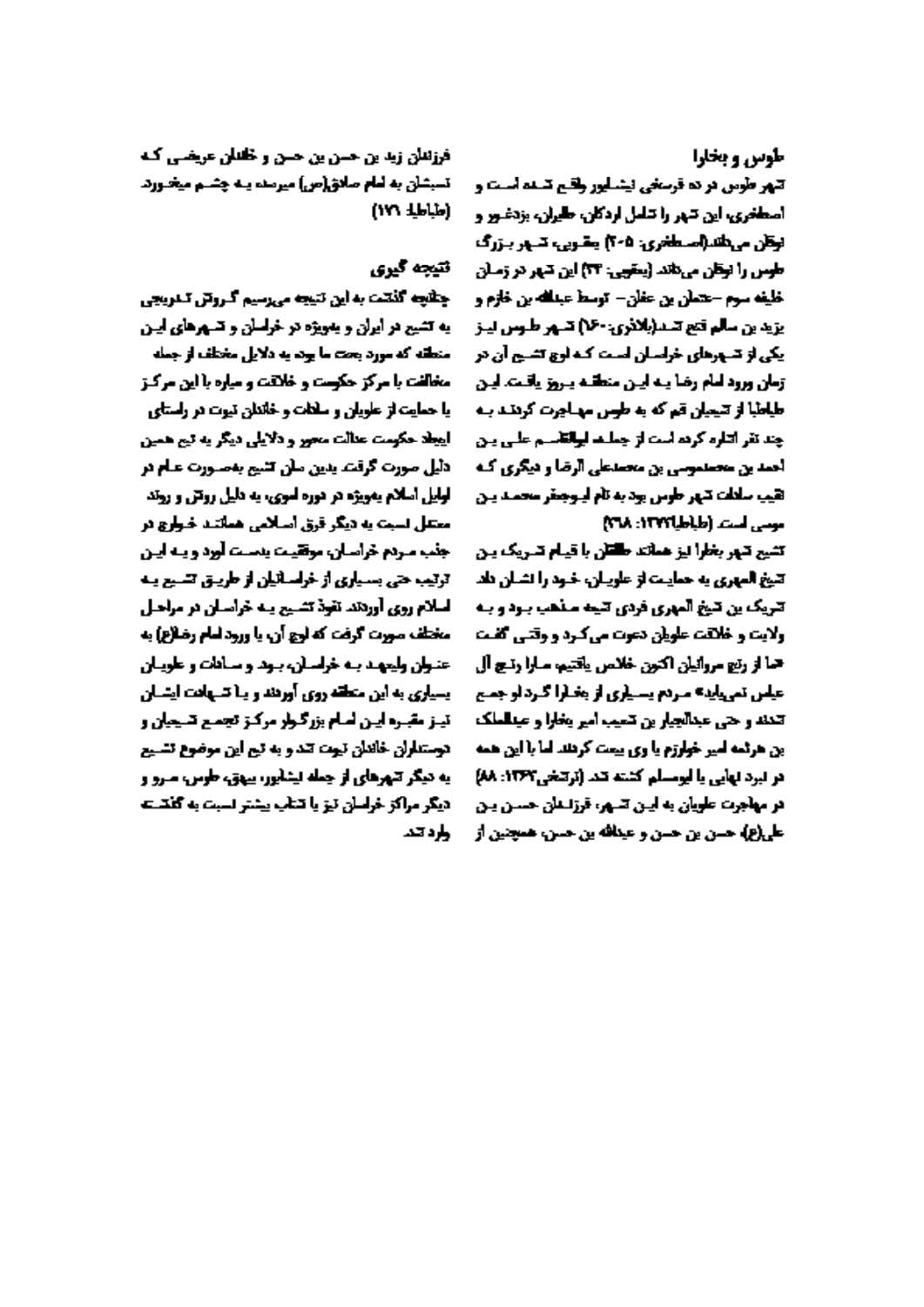## طوس و بخارا

شهر طوس در ده فرسخی نیشابور واقع شده است و اصطخری، این شهر را شامل اردکان، طابران، بزدغور و نوقان می‌داند(اصطخری: ۲۰۵) یعقوبی، شهر بزرگ طوس را نوقان می‌داند (یعقوبی: ۳۳) این شهر در زمان خلیفه سوم –عثمان بن عفان– توسط عبدالله بن خازم و یزید بن سالم فتح شد(بلاذری:۱۶۰) شهر طوس نیز یکی از شهرهای خراسان است که اوج تشیع آن در زمان ورود امام رضا به این منطقه بروز یافت. این طباطبا از شیعیان قم که به طوس مهاجرت کردند به چند نفر اشاره کرده است از جمله ابوالقاسم علی بن احمد بن محمدموسی بن محمدعلی الرضا و دیگری که نقیب سادات شهر طوس بود به نام ابوجعفر محمد بن موسی است. (طباطبا،۱۳۷۲: ۳۶۸)

تشیع شهر بخارا نیز همانند طالقان با قیام شریک بن شیخ المهری به حمایت از علویان، خود را نشان داد. شریک بن شیخ المهری فردی شیعه مذهب بود و به ولایت و خلافت علویان دعوت می‌کرد و وقتی گفت «ما از رنج مروانیان اکنون خلاص یافتیم، ما را رنج آل عباس نمی‌باید» مردم بسیاری از بخارا گرد او جمع شدند و حتی عبدالجبار بن شعیب امیر بخارا و عبدالملک بن هرثمه امیر خوارزم با وی بیعت کردند. اما با این همه در نبرد نهایی با ابومسلم کشته شد. (نرشخی،۱۳۶۳: ۸۸) در مهاجرت علویان به این شهر، فرزندان حسن بن علی(ع)، حسن بن حسن و عبدالله بن حسن، همچنین از فرزندان زید بن حسن بن حسن و خاندان عریضی که نسبشان به امام صادق(ع) میرسد به چشم میخورد. (طباطبا: ۱۷۶)

## نتیجه گیری

چنانچه گفتیم به این نتیجه می‌رسیم گروش تدریجی به تشیع در ایران و بویژه در خراسان و شهرهای این منطقه که مورد بحث ما بود به دلایل مختلف از جمله مخالفت با مرکز حکومت و خلافت و مبارزه با این مرکز با حمایت از علویان و سادات و خاندان نبوت در راستای ایجاد حکومت عدالت محور و دلایلی دیگر به تبع همین دلیل صورت گرفت. بدین سان تشیع بصورت عام در اوایل اسلام بویژه در دوره اموی به دلیل روش و روند معتدل نسبت به دیگر فرق اسلامی همانند خوارج در جذب مردم خراسان، موفقیت بدست آورد و به این ترتیب حتی بسیاری از خراسانیان از طریق تشیع به اسلام روی آوردند. نفوذ تشیع به خراسان در مراحل مختلف صورت گرفت که اوج آن، با ورود امام رضا(ع) به عنوان ولیعهد به خراسان، بود و سادات و علویان بسیاری به این منطقه روی آوردند و با شهادت ایشان نیز مقبره این امام بزرگوار مرکز تجمع شیعیان و دوستداران خاندان نبوت شد و به تبع این موضوع تشیع به دیگر شهرهای از جمله نیشابور، بیهق، طوس، مرو و دیگر مراکز خراسان نیز با شتاب بیشتر نسبت به گذشته وارد شد.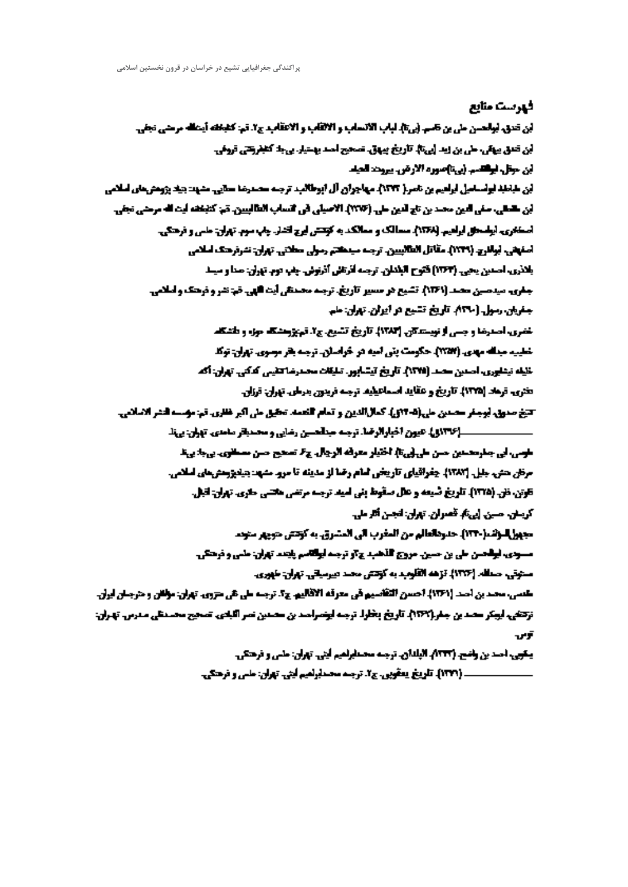## فهرست منابع

ابن اثیر، ابوالحسن علی بن کاسر (بی‌تا). لباب الانساب و الالقاب و الاعقاب. ج۲. قم: کتابخانه آیت‌الله مرعشی نجفی.

ابن اثیر بیهقی، علی بن زید (بی‌تا). تاریخ بیهق. تصحیح احمد بهمنیار. بی‌جا: کتابفروشی فروغی.

ابن حوقل، ابوالقاسم (بی‌تا)صوره الارض. بیروت: الحیاه.

ابن طباطبا، ابواسماعیل ابراهیم بن ناصر( ۱۳۷۲). مهاجران آل ابوطالب. ترجمه محمدرضا عطایی. مشهد: بنیاد پژوهش‌های اسلامی.

ابن طقطقی، صفی الدین محمد بن تاج الدین علی (۱۳۷۶). الاصیلی فی انساب الطالبیین. قم: کتابخانه آیت الله مرعشی نجفی.

اصطخری، ابواسحاق ابراهیم (۱۳۶۸). مسالک و ممالک. به کوشش ایرج افشار. چاپ سوم. تهران: علمی و فرهنگی.

اصفهانی، ابوالفرج (۱۳۳۹). مقاتل الطالبیین. ترجمه سیدهاشم رسولی محلاتی. تهران: نشرفرهنگ اسلامی

بلاذری، احمدبن یحیی (۱۳۶۴) فتوح البلدان. ترجمه آذرتاش آذرنوش. چاپ دوم. تهران: صدا و سیما.

جعفری، سیدحسین محمد (۱۳۶۸). تشیع در مسیر تاریخ. ترجمه محمدتقی آیت اللهی. قم: نشر و فرهنگ و اسلامی.

جعفریان، رسول (۱۳۹۰). تاریخ تشیع در ایران. تهران: علم.

خضری، احمدرضا و جمعی از نویسندگان (۱۳۸۳). تاریخ تشیع. ج۱. قم:پژوهشگاه حوزه و دانشگاه.

خطیبی عبدالله مهدی (۱۳۵۷). حکومت بنی امیه در خراسان. ترجمه باقر موسوی. تهران: توکا.

خلیفه نیشابوری، احمدبن محمد (۱۳۷۵). تاریخ نیشابور. تلخیص محمدرضا شفیعی کدکنی. تهران: آگه.

دفتری، فرهاد (۱۳۷۵). تاریخ و عقاید اسماعیلیه. ترجمه فریدون بدره‌ای. تهران: فرزان.

شیخ صدوق، ابوجعفر محمدبن علی(۱۴۰۵ق). کمال‌الدین و تمام النعمة. تحقیق علی اکبر غفاری. قم: موسسه النشر الاسلامی.

__________(۱۳۷۶ق). عیون اخبارالرضا. ترجمه عبدالحسین رضایی و محمدباقر ساعدی. تهران: بی‌نا.

طوسی، ابی جعفرمحمدبن حسن علی(بی‌تا). اختیار معرفه الرجال. ج۲. تصحیح حسن مصطفوی. بی‌جا: بی‌نا.

عرفان منش، جلیل (۱۳۸۳). جغرافیای تاریخی امام رضا از مدینه تا مرو. مشهد: بنیادپژوهش‌های اسلامی.

فاروق، فلن (۱۳۲۵). تاریخ شیعه و علل سقوط بنی امیه. ترجمه مرتضی هاشمی حائری. تهران: اقبال.

کریمان، حسین (بی‌تا). قصران. تهران: انجمن آثار ملی.

مجهول‌المؤلف(۱۳۶۰). حدودالعالم من المغرب الی المشرق. به کوشش منوچهر ستوده.

مسعودی، ابوالحسن علی بن حسین. مروج الذهب. ج۲و ترجمه ابوالقاسم پاینده. تهران: علمی و فرهنگی.

مستوفی، حمدالله (۱۳۳۶). نزهه القلوب. به کوشش محمد دبیرسیاقی. تهران: طهوری.

مقدسی، محمد بن احمد (۱۳۶۱). احسن التقاسیم فی معرفه الاقالیم. ج۲. ترجمه علی نقی منزوی. تهران: مولفان و مترجمان ایران.

نرشخی، ابوبکر محمد بن جعفر(۱۳۶۳). تاریخ بخارا. ترجمه ابونصراحمد بن محمدبن نصر القبادی. تصحیح محمدتقی مدرس. تهران: توس.

یعقوبی، احمد بن واضح (۱۳۴۳). البلدان. ترجمه محمدابراهیم آیتی. تهران: علمی و فرهنگی.

__________ (۱۳۷۱). تاریخ یعقوبی. ج۲. ترجمه محمدابراهیم آیتی. تهران: علمی و فرهنگی.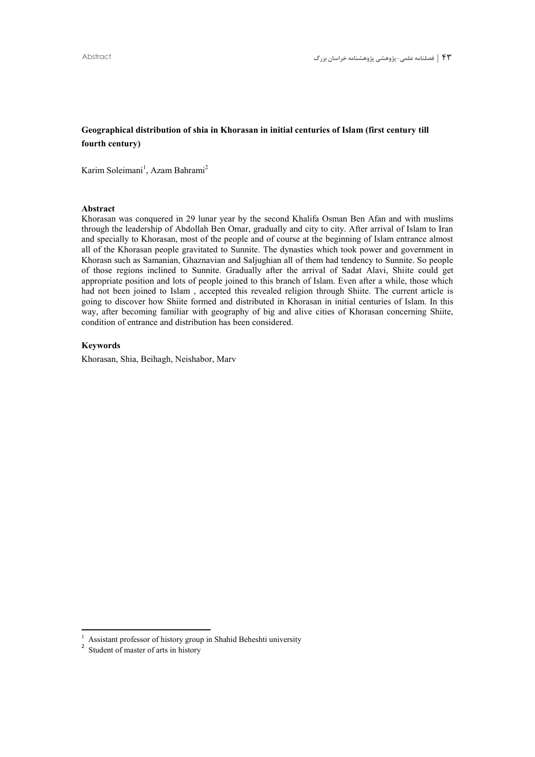**Geographical distribution of shia in Khorasan in initial centuries of Islam (first century till fourth century)**

Karim Soleimani[1], Azam Bahrami[2]

**Abstract**

Khorasan was conquered in 29 lunar year by the second Khalifa Osman Ben Afan and with muslims through the leadership of Abdollah Ben Omar, gradually and city to city. After arrival of Islam to Iran and specially to Khorasan, most of the people and of course at the beginning of Islam entrance almost all of the Khorasan people gravitated to Sunnite. The dynasties which took power and government in Khorasn such as Samanian, Ghaznavian and Saljughian all of them had tendency to Sunnite. So people of those regions inclined to Sunnite. Gradually after the arrival of Sadat Alavi, Shiite could get appropriate position and lots of people joined to this branch of Islam. Even after a while, those which had not been joined to Islam , accepted this revealed religion through Shiite. The current article is going to discover how Shiite formed and distributed in Khorasan in initial centuries of Islam. In this way, after becoming familiar with geography of big and alive cities of Khorasan concerning Shiite, condition of entrance and distribution has been considered.

**Keywords**

Khorasan, Shia, Beihagh, Neishabor, Marv

---

[1] Assistant professor of history group in Shahid Beheshti university

[2] Student of master of arts in history